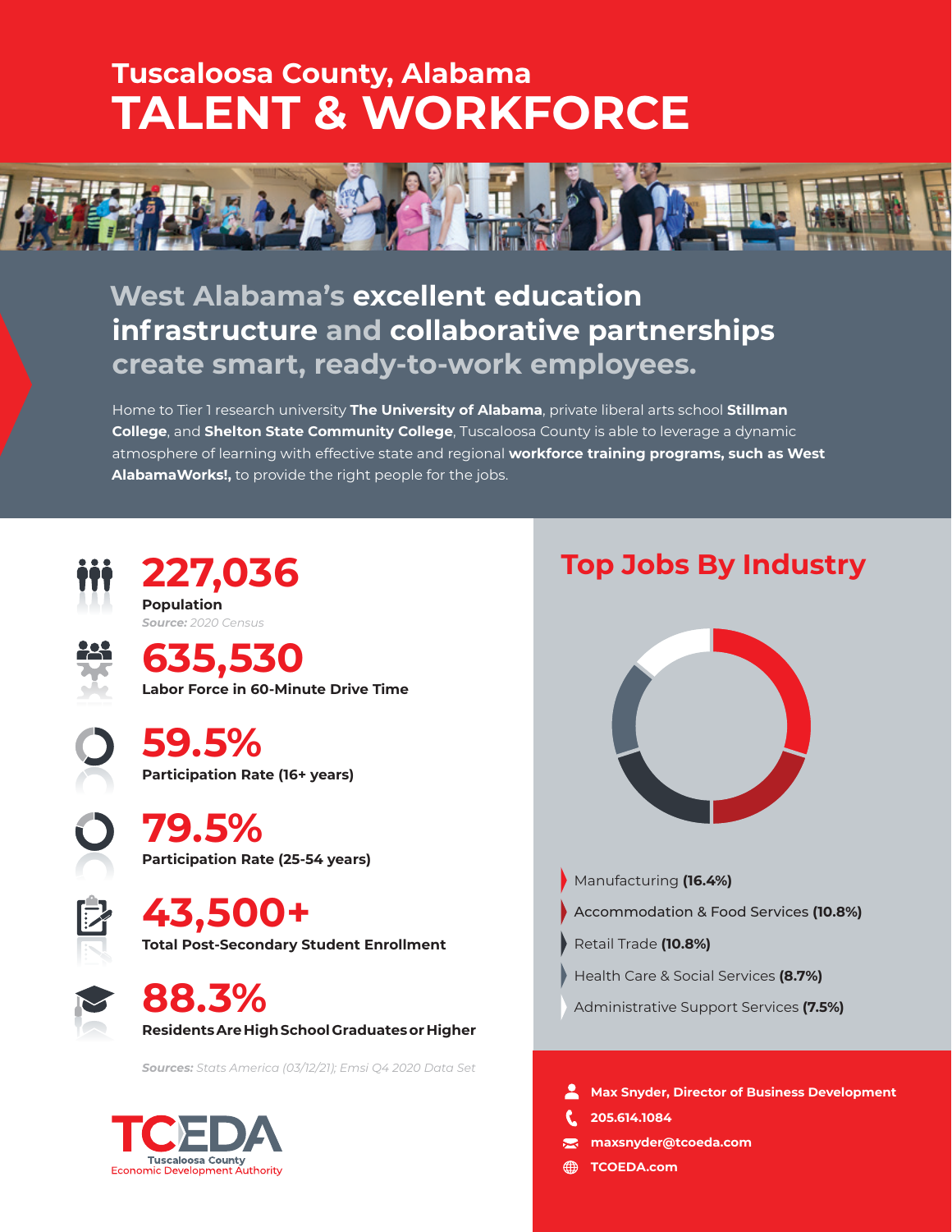# Tuscaloosa County, Alabama
# TALENT & WORKFORCE

## West Alabama's excellent education infrastructure and collaborative partnerships create smart, ready-to-work employees.

Home to Tier 1 research university **The University of Alabama**, private liberal arts school **Stillman College**, and **Shelton State Community College**, Tuscaloosa County is able to leverage a dynamic atmosphere of learning with effective state and regional **workforce training programs, such as West AlabamaWorks!,** to provide the right people for the jobs.

**227,036**
**Population**
*Source: 2020 Census*

**635,530**
**Labor Force in 60-Minute Drive Time**

**59.5%**
**Participation Rate (16+ years)**

**79.5%**
**Participation Rate (25-54 years)**

**43,500+**
**Total Post-Secondary Student Enrollment**

**88.3%**
**Residents Are High School Graduates or Higher**

*Sources: Stats America (03/12/21); Emsi Q4 2020 Data Set*

## Top Jobs By Industry

- Manufacturing **(16.4%)**
- Accommodation & Food Services **(10.8%)**
- Retail Trade **(10.8%)**
- Health Care & Social Services **(8.7%)**
- Administrative Support Services **(7.5%)**

TCEDA
Tuscaloosa County Economic Development Authority

**Max Snyder, Director of Business Development**
**205.614.1084**
**maxsnyder@tceoda.com**
**TCOEDA.com**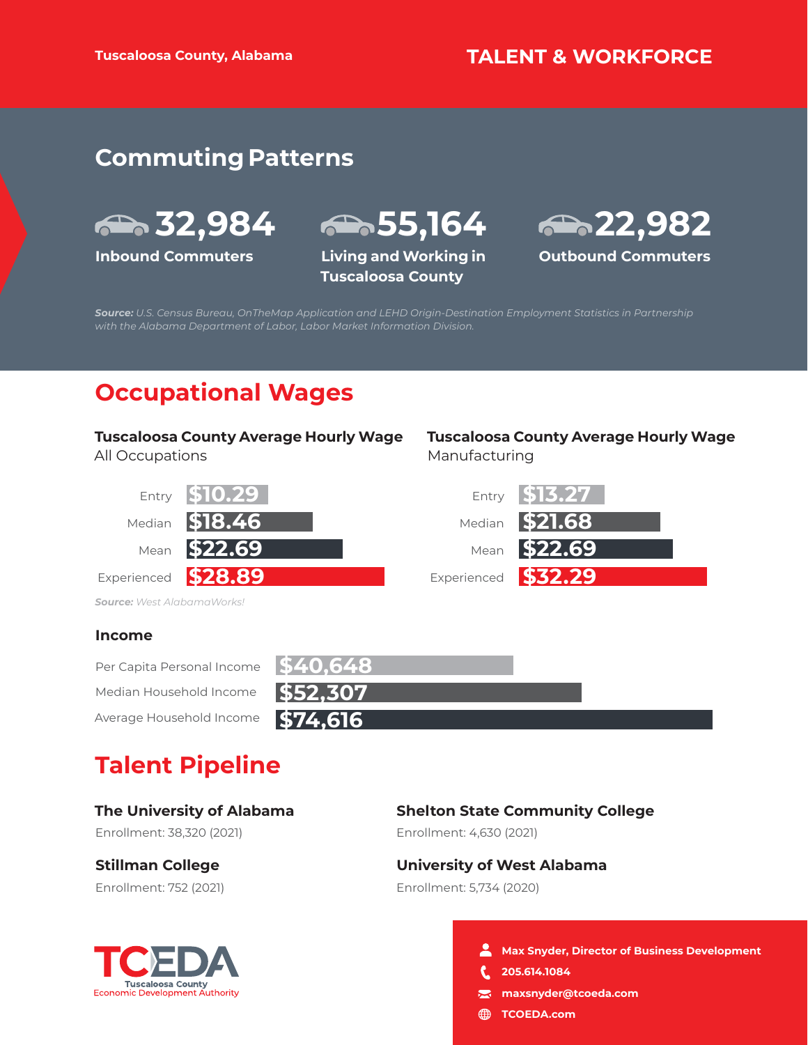Tuscaloosa County, Alabama

# TALENT & WORKFORCE

## Commuting Patterns

**32,984**
Inbound Commuters

**55,164**
Living and Working in Tuscaloosa County

**22,982**
Outbound Commuters

***Source:*** *U.S. Census Bureau, OnTheMap Application and LEHD Origin-Destination Employment Statistics in Partnership with the Alabama Department of Labor, Labor Market Information Division.*

## Occupational Wages

**Tuscaloosa County Average Hourly Wage**
All Occupations

Entry $10.29
Median $18.46
Mean $22.69
Experienced $28.89

**Tuscaloosa County Average Hourly Wage**
Manufacturing

Entry $13.27
Median $21.68
Mean $22.69
Experienced $32.29

***Source:*** *West AlabamaWorks!*

### Income

Per Capita Personal Income $40,648
Median Household Income $52,307
Average Household Income $74,616

## Talent Pipeline

**The University of Alabama**
Enrollment: 38,320 (2021)

**Stillman College**
Enrollment: 752 (2021)

**Shelton State Community College**
Enrollment: 4,630 (2021)

**University of West Alabama**
Enrollment: 5,734 (2020)

TCEDA
Tuscaloosa County
Economic Development Authority

**Max Snyder, Director of Business Development**
**205.614.1084**
**maxsnyder@tcoeda.com**
**TCOEDA.com**